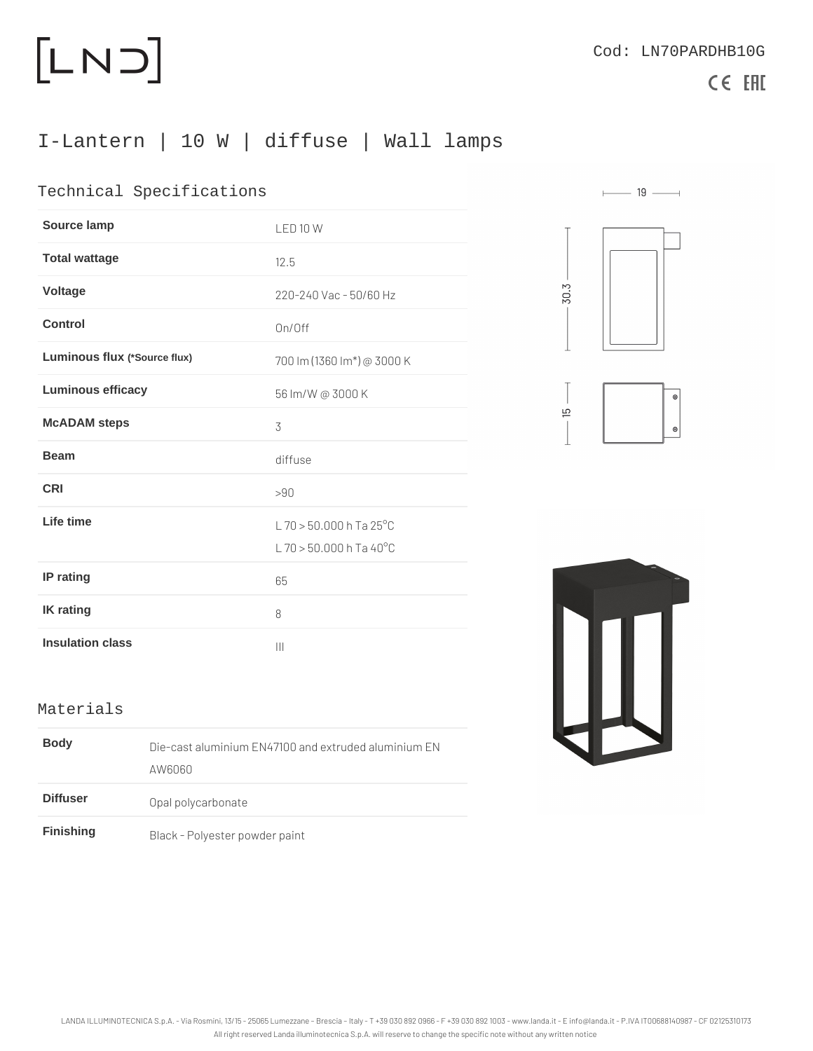Cod: LN70PARDHB10G

# I-Lantern | 10 W | diffuse | Wall lamps

## Technical Specifications

| | |
|---|---|
| **Source lamp** | LED 10 W |
| **Total wattage** | 12.5 |
| **Voltage** | 220-240 Vac - 50/60 Hz |
| **Control** | On/Off |
| **Luminous flux (*Source flux)** | 700 lm (1360 lm*) @ 3000 K |
| **Luminous efficacy** | 56 lm/W @ 3000 K |
| **McADAM steps** | 3 |
| **Beam** | diffuse |
| **CRI** | >90 |
| **Life time** | L 70 > 50.000 h Ta 25°C<br>L 70 > 50.000 h Ta 40°C |
| **IP rating** | 65 |
| **IK rating** | 8 |
| **Insulation class** | III |

## Materials

| | |
|---|---|
| **Body** | Die-cast aluminium EN47100 and extruded aluminium EN AW6060 |
| **Diffuser** | Opal polycarbonate |
| **Finishing** | Black - Polyester powder paint |

19

30.3

15

LANDA ILLUMINOTECNICA S.p.A. - Via Rosmini, 13/15 - 25065 Lumezzane - Brescia - Italy - T +39 030 892 0966 - F +39 030 892 1003 - www.landa.it - E info@landa.it - P.IVA IT00688140987 - CF 02125310173
All right reserved Landa illuminotecnica S.p.A. will reserve to change the specific note without any written notice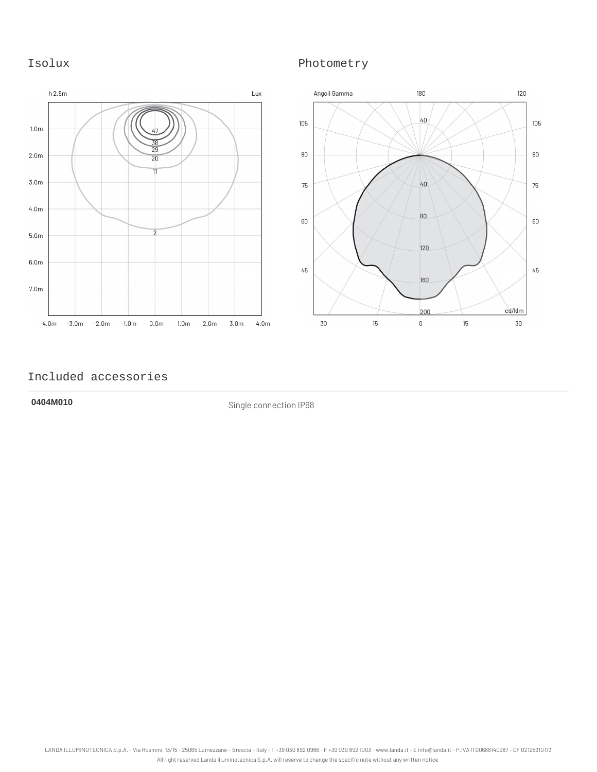## Isolux

h 2.5m

Lux

1.0m
2.0m
3.0m
4.0m
5.0m
6.0m
7.0m

47
38
29
20
11
2

-4.0m -3.0m -2.0m -1.0m 0.0m 1.0m 2.0m 3.0m 4.0m

## Photometry

Angoli Gamma

180
120
105
90
75
60
45

40
40
80
120
160
200

cd/klm

30 15 0 15 30

## Included accessories

| | |
|---|---|
| **0404M010** | Single connection IP68 |